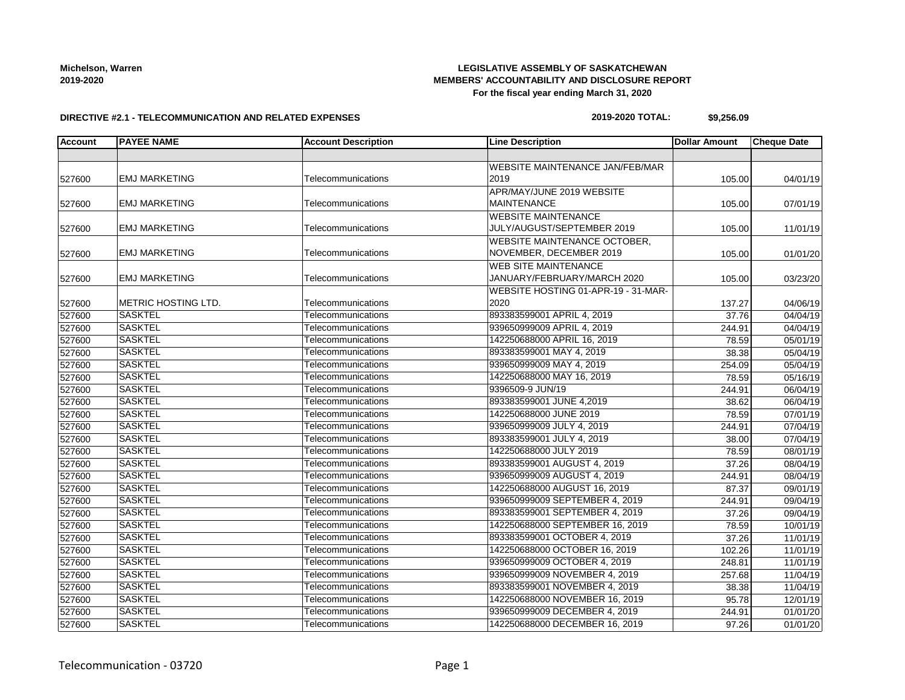**Michelson, Warren**
**2019-2020**

**LEGISLATIVE ASSEMBLY OF SASKATCHEWAN**
**MEMBERS' ACCOUNTABILITY AND DISCLOSURE REPORT**
**For the fiscal year ending March 31, 2020**

**DIRECTIVE #2.1 - TELECOMMUNICATION AND RELATED EXPENSES**

**2019-2020 TOTAL: $9,256.09**

| Account | PAYEE NAME | Account Description | Line Description | Dollar Amount | Cheque Date |
|---|---|---|---|---|---|
| | | | | | |
| 527600 | EMJ MARKETING | Telecommunications | WEBSITE MAINTENANCE JAN/FEB/MAR 2019 | 105.00 | 04/01/19 |
| 527600 | EMJ MARKETING | Telecommunications | APR/MAY/JUNE 2019 WEBSITE MAINTENANCE | 105.00 | 07/01/19 |
| 527600 | EMJ MARKETING | Telecommunications | WEBSITE MAINTENANCE JULY/AUGUST/SEPTEMBER 2019 | 105.00 | 11/01/19 |
| 527600 | EMJ MARKETING | Telecommunications | WEBSITE MAINTENANCE OCTOBER, NOVEMBER, DECEMBER 2019 | 105.00 | 01/01/20 |
| 527600 | EMJ MARKETING | Telecommunications | WEB SITE MAINTENANCE JANUARY/FEBRUARY/MARCH 2020 | 105.00 | 03/23/20 |
| 527600 | METRIC HOSTING LTD. | Telecommunications | WEBSITE HOSTING 01-APR-19 - 31-MAR-2020 | 137.27 | 04/06/19 |
| 527600 | SASKTEL | Telecommunications | 893383599001 APRIL 4, 2019 | 37.76 | 04/04/19 |
| 527600 | SASKTEL | Telecommunications | 939650999009 APRIL 4, 2019 | 244.91 | 04/04/19 |
| 527600 | SASKTEL | Telecommunications | 142250688000 APRIL 16, 2019 | 78.59 | 05/01/19 |
| 527600 | SASKTEL | Telecommunications | 893383599001 MAY 4, 2019 | 38.38 | 05/04/19 |
| 527600 | SASKTEL | Telecommunications | 939650999009 MAY 4, 2019 | 254.09 | 05/04/19 |
| 527600 | SASKTEL | Telecommunications | 142250688000 MAY 16, 2019 | 78.59 | 05/16/19 |
| 527600 | SASKTEL | Telecommunications | 9396509-9 JUN/19 | 244.91 | 06/04/19 |
| 527600 | SASKTEL | Telecommunications | 893383599001 JUNE 4,2019 | 38.62 | 06/04/19 |
| 527600 | SASKTEL | Telecommunications | 142250688000 JUNE 2019 | 78.59 | 07/01/19 |
| 527600 | SASKTEL | Telecommunications | 939650999009 JULY 4, 2019 | 244.91 | 07/04/19 |
| 527600 | SASKTEL | Telecommunications | 893383599001 JULY 4, 2019 | 38.00 | 07/04/19 |
| 527600 | SASKTEL | Telecommunications | 142250688000 JULY 2019 | 78.59 | 08/01/19 |
| 527600 | SASKTEL | Telecommunications | 893383599001 AUGUST 4, 2019 | 37.26 | 08/04/19 |
| 527600 | SASKTEL | Telecommunications | 939650999009 AUGUST 4, 2019 | 244.91 | 08/04/19 |
| 527600 | SASKTEL | Telecommunications | 142250688000 AUGUST 16, 2019 | 87.37 | 09/01/19 |
| 527600 | SASKTEL | Telecommunications | 939650999009 SEPTEMBER 4, 2019 | 244.91 | 09/04/19 |
| 527600 | SASKTEL | Telecommunications | 893383599001 SEPTEMBER 4, 2019 | 37.26 | 09/04/19 |
| 527600 | SASKTEL | Telecommunications | 142250688000 SEPTEMBER 16, 2019 | 78.59 | 10/01/19 |
| 527600 | SASKTEL | Telecommunications | 893383599001 OCTOBER 4, 2019 | 37.26 | 11/01/19 |
| 527600 | SASKTEL | Telecommunications | 142250688000 OCTOBER 16, 2019 | 102.26 | 11/01/19 |
| 527600 | SASKTEL | Telecommunications | 939650999009 OCTOBER 4, 2019 | 248.81 | 11/01/19 |
| 527600 | SASKTEL | Telecommunications | 939650999009 NOVEMBER 4, 2019 | 257.68 | 11/04/19 |
| 527600 | SASKTEL | Telecommunications | 893383599001 NOVEMBER 4, 2019 | 38.38 | 11/04/19 |
| 527600 | SASKTEL | Telecommunications | 142250688000 NOVEMBER 16, 2019 | 95.78 | 12/01/19 |
| 527600 | SASKTEL | Telecommunications | 939650999009 DECEMBER 4, 2019 | 244.91 | 01/01/20 |
| 527600 | SASKTEL | Telecommunications | 142250688000 DECEMBER 16, 2019 | 97.26 | 01/01/20 |

Telecommunication - 03720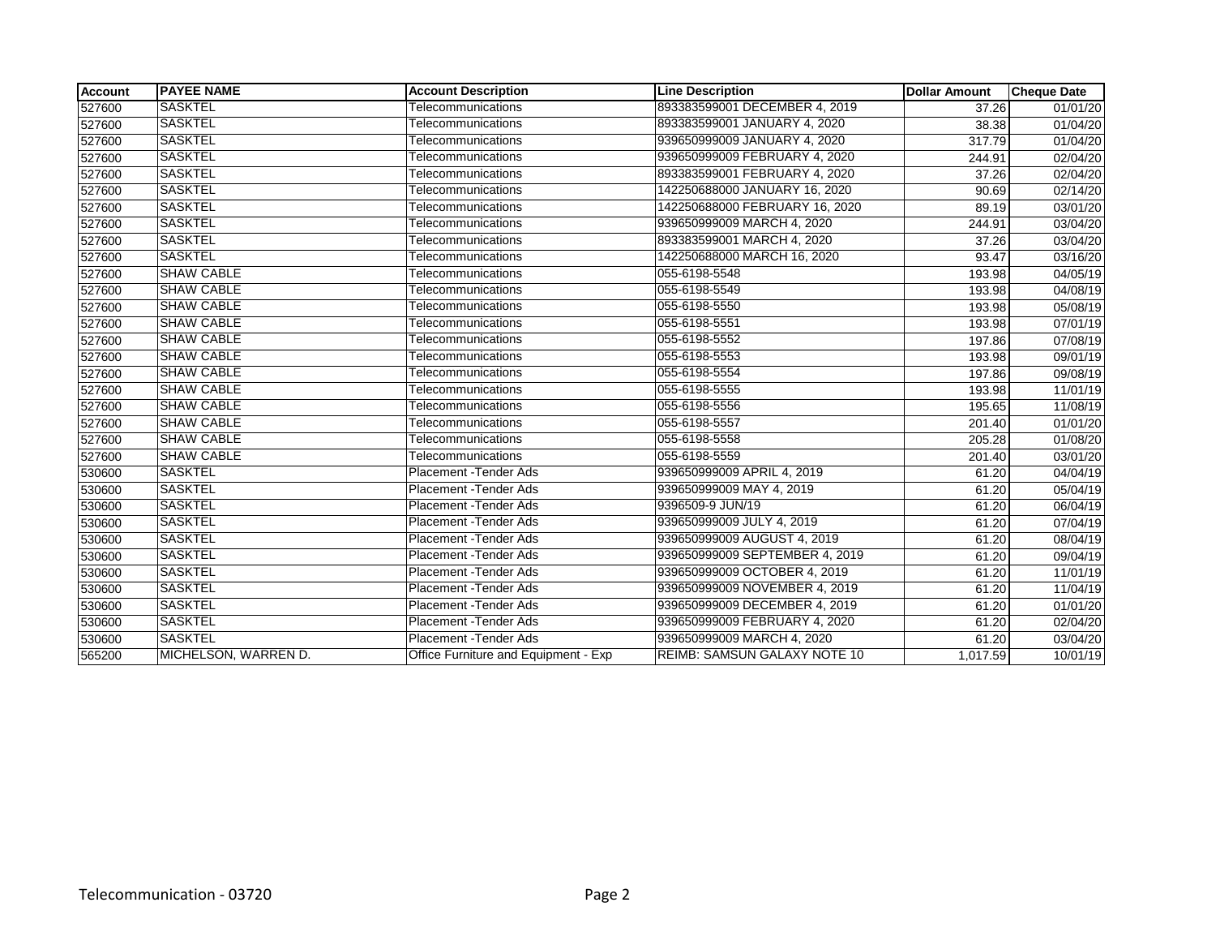| Account | PAYEE NAME | Account Description | Line Description | Dollar Amount | Cheque Date |
|---|---|---|---|---|---|
| 527600 | SASKTEL | Telecommunications | 893383599001 DECEMBER 4, 2019 | 37.26 | 01/01/20 |
| 527600 | SASKTEL | Telecommunications | 893383599001 JANUARY 4, 2020 | 38.38 | 01/04/20 |
| 527600 | SASKTEL | Telecommunications | 939650999009 JANUARY 4, 2020 | 317.79 | 01/04/20 |
| 527600 | SASKTEL | Telecommunications | 939650999009 FEBRUARY 4, 2020 | 244.91 | 02/04/20 |
| 527600 | SASKTEL | Telecommunications | 893383599001 FEBRUARY 4, 2020 | 37.26 | 02/04/20 |
| 527600 | SASKTEL | Telecommunications | 142250688000 JANUARY 16, 2020 | 90.69 | 02/14/20 |
| 527600 | SASKTEL | Telecommunications | 142250688000 FEBRUARY 16, 2020 | 89.19 | 03/01/20 |
| 527600 | SASKTEL | Telecommunications | 939650999009 MARCH 4, 2020 | 244.91 | 03/04/20 |
| 527600 | SASKTEL | Telecommunications | 893383599001 MARCH 4, 2020 | 37.26 | 03/04/20 |
| 527600 | SASKTEL | Telecommunications | 142250688000 MARCH 16, 2020 | 93.47 | 03/16/20 |
| 527600 | SHAW CABLE | Telecommunications | 055-6198-5548 | 193.98 | 04/05/19 |
| 527600 | SHAW CABLE | Telecommunications | 055-6198-5549 | 193.98 | 04/08/19 |
| 527600 | SHAW CABLE | Telecommunications | 055-6198-5550 | 193.98 | 05/08/19 |
| 527600 | SHAW CABLE | Telecommunications | 055-6198-5551 | 193.98 | 07/01/19 |
| 527600 | SHAW CABLE | Telecommunications | 055-6198-5552 | 197.86 | 07/08/19 |
| 527600 | SHAW CABLE | Telecommunications | 055-6198-5553 | 193.98 | 09/01/19 |
| 527600 | SHAW CABLE | Telecommunications | 055-6198-5554 | 197.86 | 09/08/19 |
| 527600 | SHAW CABLE | Telecommunications | 055-6198-5555 | 193.98 | 11/01/19 |
| 527600 | SHAW CABLE | Telecommunications | 055-6198-5556 | 195.65 | 11/08/19 |
| 527600 | SHAW CABLE | Telecommunications | 055-6198-5557 | 201.40 | 01/01/20 |
| 527600 | SHAW CABLE | Telecommunications | 055-6198-5558 | 205.28 | 01/08/20 |
| 527600 | SHAW CABLE | Telecommunications | 055-6198-5559 | 201.40 | 03/01/20 |
| 530600 | SASKTEL | Placement -Tender Ads | 939650999009 APRIL 4, 2019 | 61.20 | 04/04/19 |
| 530600 | SASKTEL | Placement -Tender Ads | 939650999009 MAY 4, 2019 | 61.20 | 05/04/19 |
| 530600 | SASKTEL | Placement -Tender Ads | 9396509-9 JUN/19 | 61.20 | 06/04/19 |
| 530600 | SASKTEL | Placement -Tender Ads | 939650999009 JULY 4, 2019 | 61.20 | 07/04/19 |
| 530600 | SASKTEL | Placement -Tender Ads | 939650999009 AUGUST 4, 2019 | 61.20 | 08/04/19 |
| 530600 | SASKTEL | Placement -Tender Ads | 939650999009 SEPTEMBER 4, 2019 | 61.20 | 09/04/19 |
| 530600 | SASKTEL | Placement -Tender Ads | 939650999009 OCTOBER 4, 2019 | 61.20 | 11/01/19 |
| 530600 | SASKTEL | Placement -Tender Ads | 939650999009 NOVEMBER 4, 2019 | 61.20 | 11/04/19 |
| 530600 | SASKTEL | Placement -Tender Ads | 939650999009 DECEMBER 4, 2019 | 61.20 | 01/01/20 |
| 530600 | SASKTEL | Placement -Tender Ads | 939650999009 FEBRUARY 4, 2020 | 61.20 | 02/04/20 |
| 530600 | SASKTEL | Placement -Tender Ads | 939650999009 MARCH 4, 2020 | 61.20 | 03/04/20 |
| 565200 | MICHELSON, WARREN D. | Office Furniture and Equipment - Exp | REIMB: SAMSUN GALAXY NOTE 10 | 1,017.59 | 10/01/19 |

Telecommunication - 03720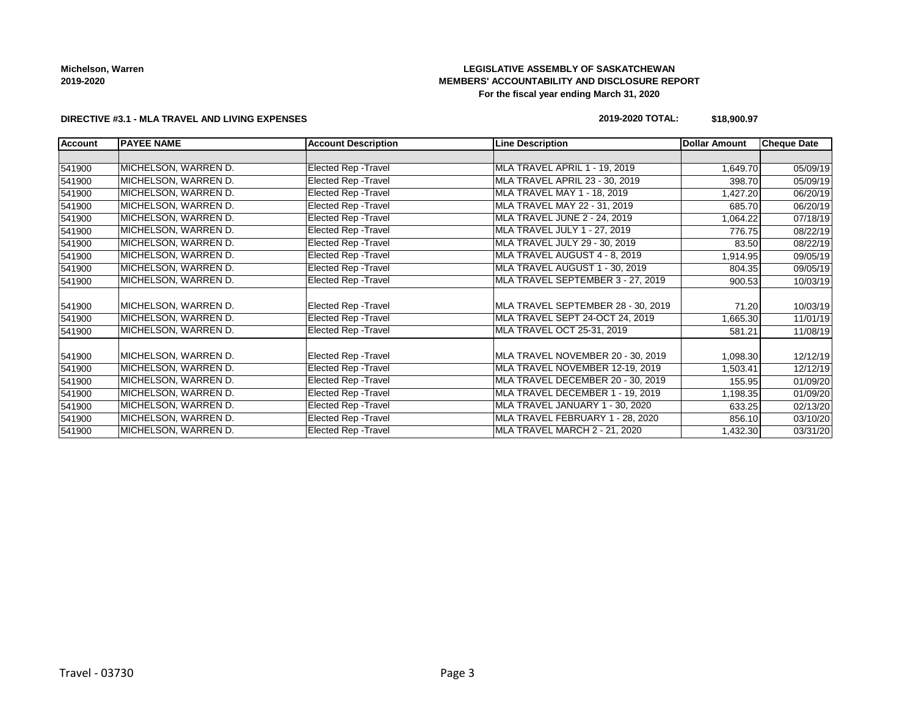**Michelson, Warren**
**2019-2020**

**LEGISLATIVE ASSEMBLY OF SASKATCHEWAN**
**MEMBERS' ACCOUNTABILITY AND DISCLOSURE REPORT**
**For the fiscal year ending March 31, 2020**

**DIRECTIVE #3.1 - MLA TRAVEL AND LIVING EXPENSES**

**2019-2020 TOTAL: $18,900.97**

| Account | PAYEE NAME | Account Description | Line Description | Dollar Amount | Cheque Date |
|---|---|---|---|---|---|
| | | | | | |
| 541900 | MICHELSON, WARREN D. | Elected Rep -Travel | MLA TRAVEL APRIL 1 - 19, 2019 | 1,649.70 | 05/09/19 |
| 541900 | MICHELSON, WARREN D. | Elected Rep -Travel | MLA TRAVEL APRIL 23 - 30, 2019 | 398.70 | 05/09/19 |
| 541900 | MICHELSON, WARREN D. | Elected Rep -Travel | MLA TRAVEL MAY 1 - 18, 2019 | 1,427.20 | 06/20/19 |
| 541900 | MICHELSON, WARREN D. | Elected Rep -Travel | MLA TRAVEL MAY 22 - 31, 2019 | 685.70 | 06/20/19 |
| 541900 | MICHELSON, WARREN D. | Elected Rep -Travel | MLA TRAVEL JUNE 2 - 24, 2019 | 1,064.22 | 07/18/19 |
| 541900 | MICHELSON, WARREN D. | Elected Rep -Travel | MLA TRAVEL JULY 1 - 27, 2019 | 776.75 | 08/22/19 |
| 541900 | MICHELSON, WARREN D. | Elected Rep -Travel | MLA TRAVEL JULY 29 - 30, 2019 | 83.50 | 08/22/19 |
| 541900 | MICHELSON, WARREN D. | Elected Rep -Travel | MLA TRAVEL AUGUST 4 - 8, 2019 | 1,914.95 | 09/05/19 |
| 541900 | MICHELSON, WARREN D. | Elected Rep -Travel | MLA TRAVEL AUGUST 1 - 30, 2019 | 804.35 | 09/05/19 |
| 541900 | MICHELSON, WARREN D. | Elected Rep -Travel | MLA TRAVEL SEPTEMBER 3 - 27, 2019 | 900.53 | 10/03/19 |
| 541900 | MICHELSON, WARREN D. | Elected Rep -Travel | MLA TRAVEL SEPTEMBER 28 - 30, 2019 | 71.20 | 10/03/19 |
| 541900 | MICHELSON, WARREN D. | Elected Rep -Travel | MLA TRAVEL SEPT 24-OCT 24, 2019 | 1,665.30 | 11/01/19 |
| 541900 | MICHELSON, WARREN D. | Elected Rep -Travel | MLA TRAVEL OCT 25-31, 2019 | 581.21 | 11/08/19 |
| 541900 | MICHELSON, WARREN D. | Elected Rep -Travel | MLA TRAVEL NOVEMBER 20 - 30, 2019 | 1,098.30 | 12/12/19 |
| 541900 | MICHELSON, WARREN D. | Elected Rep -Travel | MLA TRAVEL NOVEMBER 12-19, 2019 | 1,503.41 | 12/12/19 |
| 541900 | MICHELSON, WARREN D. | Elected Rep -Travel | MLA TRAVEL DECEMBER 20 - 30, 2019 | 155.95 | 01/09/20 |
| 541900 | MICHELSON, WARREN D. | Elected Rep -Travel | MLA TRAVEL DECEMBER 1 - 19, 2019 | 1,198.35 | 01/09/20 |
| 541900 | MICHELSON, WARREN D. | Elected Rep -Travel | MLA TRAVEL JANUARY 1 - 30, 2020 | 633.25 | 02/13/20 |
| 541900 | MICHELSON, WARREN D. | Elected Rep -Travel | MLA TRAVEL FEBRUARY 1 - 28, 2020 | 856.10 | 03/10/20 |
| 541900 | MICHELSON, WARREN D. | Elected Rep -Travel | MLA TRAVEL MARCH 2 - 21, 2020 | 1,432.30 | 03/31/20 |

Travel - 03730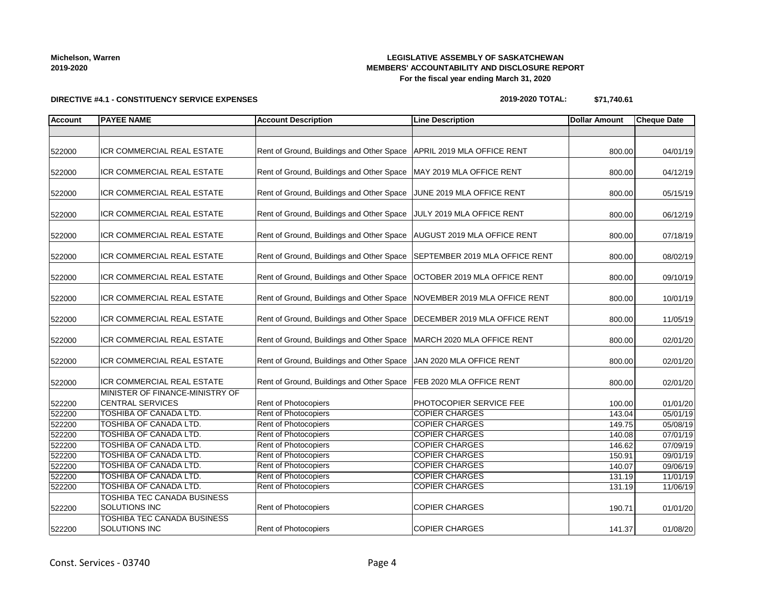Michelson, Warren
2019-2020

**LEGISLATIVE ASSEMBLY OF SASKATCHEWAN**
**MEMBERS' ACCOUNTABILITY AND DISCLOSURE REPORT**
**For the fiscal year ending March 31, 2020**

**DIRECTIVE #4.1 - CONSTITUENCY SERVICE EXPENSES**

**2019-2020 TOTAL: $71,740.61**

| Account | PAYEE NAME | Account Description | Line Description | Dollar Amount | Cheque Date |
|---|---|---|---|---|---|
| | | | | | |
| 522000 | ICR COMMERCIAL REAL ESTATE | Rent of Ground, Buildings and Other Space | APRIL 2019 MLA OFFICE RENT | 800.00 | 04/01/19 |
| 522000 | ICR COMMERCIAL REAL ESTATE | Rent of Ground, Buildings and Other Space | MAY 2019 MLA OFFICE RENT | 800.00 | 04/12/19 |
| 522000 | ICR COMMERCIAL REAL ESTATE | Rent of Ground, Buildings and Other Space | JUNE 2019 MLA OFFICE RENT | 800.00 | 05/15/19 |
| 522000 | ICR COMMERCIAL REAL ESTATE | Rent of Ground, Buildings and Other Space | JULY 2019 MLA OFFICE RENT | 800.00 | 06/12/19 |
| 522000 | ICR COMMERCIAL REAL ESTATE | Rent of Ground, Buildings and Other Space | AUGUST 2019 MLA OFFICE RENT | 800.00 | 07/18/19 |
| 522000 | ICR COMMERCIAL REAL ESTATE | Rent of Ground, Buildings and Other Space | SEPTEMBER 2019 MLA OFFICE RENT | 800.00 | 08/02/19 |
| 522000 | ICR COMMERCIAL REAL ESTATE | Rent of Ground, Buildings and Other Space | OCTOBER 2019 MLA OFFICE RENT | 800.00 | 09/10/19 |
| 522000 | ICR COMMERCIAL REAL ESTATE | Rent of Ground, Buildings and Other Space | NOVEMBER 2019 MLA OFFICE RENT | 800.00 | 10/01/19 |
| 522000 | ICR COMMERCIAL REAL ESTATE | Rent of Ground, Buildings and Other Space | DECEMBER 2019 MLA OFFICE RENT | 800.00 | 11/05/19 |
| 522000 | ICR COMMERCIAL REAL ESTATE | Rent of Ground, Buildings and Other Space | MARCH 2020 MLA OFFICE RENT | 800.00 | 02/01/20 |
| 522000 | ICR COMMERCIAL REAL ESTATE | Rent of Ground, Buildings and Other Space | JAN 2020 MLA OFFICE RENT | 800.00 | 02/01/20 |
| 522000 | ICR COMMERCIAL REAL ESTATE | Rent of Ground, Buildings and Other Space | FEB 2020 MLA OFFICE RENT | 800.00 | 02/01/20 |
| 522200 | MINISTER OF FINANCE-MINISTRY OF CENTRAL SERVICES | Rent of Photocopiers | PHOTOCOPIER SERVICE FEE | 100.00 | 01/01/20 |
| 522200 | TOSHIBA OF CANADA LTD. | Rent of Photocopiers | COPIER CHARGES | 143.04 | 05/01/19 |
| 522200 | TOSHIBA OF CANADA LTD. | Rent of Photocopiers | COPIER CHARGES | 149.75 | 05/08/19 |
| 522200 | TOSHIBA OF CANADA LTD. | Rent of Photocopiers | COPIER CHARGES | 140.08 | 07/01/19 |
| 522200 | TOSHIBA OF CANADA LTD. | Rent of Photocopiers | COPIER CHARGES | 146.62 | 07/09/19 |
| 522200 | TOSHIBA OF CANADA LTD. | Rent of Photocopiers | COPIER CHARGES | 150.91 | 09/01/19 |
| 522200 | TOSHIBA OF CANADA LTD. | Rent of Photocopiers | COPIER CHARGES | 140.07 | 09/06/19 |
| 522200 | TOSHIBA OF CANADA LTD. | Rent of Photocopiers | COPIER CHARGES | 131.19 | 11/01/19 |
| 522200 | TOSHIBA OF CANADA LTD. | Rent of Photocopiers | COPIER CHARGES | 131.19 | 11/06/19 |
| 522200 | TOSHIBA TEC CANADA BUSINESS SOLUTIONS INC | Rent of Photocopiers | COPIER CHARGES | 190.71 | 01/01/20 |
| 522200 | TOSHIBA TEC CANADA BUSINESS SOLUTIONS INC | Rent of Photocopiers | COPIER CHARGES | 141.37 | 01/08/20 |

Const. Services - 03740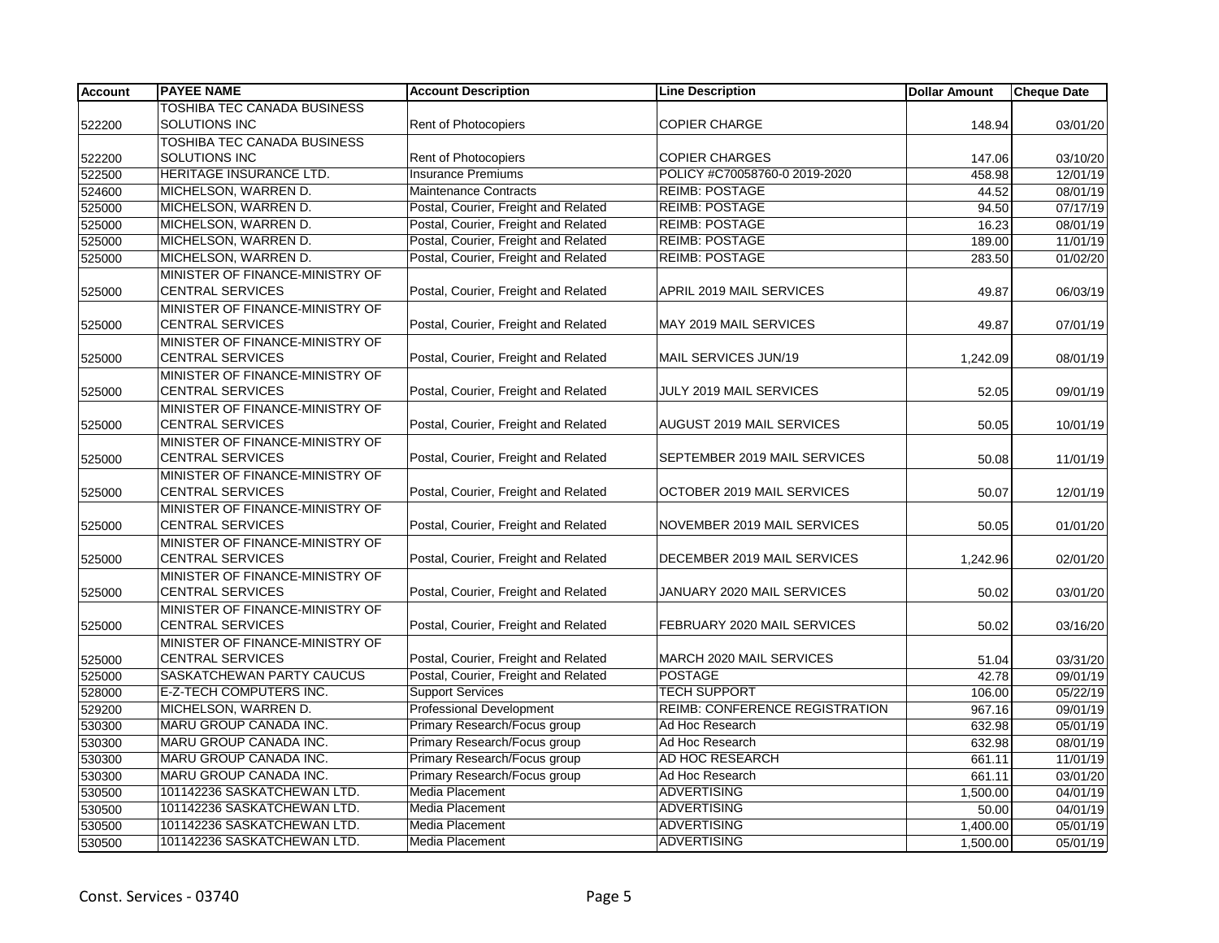| Account | PAYEE NAME | Account Description | Line Description | Dollar Amount | Cheque Date |
|---|---|---|---|---|---|
| 522200 | TOSHIBA TEC CANADA BUSINESS SOLUTIONS INC | Rent of Photocopiers | COPIER CHARGE | 148.94 | 03/01/20 |
| 522200 | TOSHIBA TEC CANADA BUSINESS SOLUTIONS INC | Rent of Photocopiers | COPIER CHARGES | 147.06 | 03/10/20 |
| 522500 | HERITAGE INSURANCE LTD. | Insurance Premiums | POLICY #C70058760-0 2019-2020 | 458.98 | 12/01/19 |
| 524600 | MICHELSON, WARREN D. | Maintenance Contracts | REIMB: POSTAGE | 44.52 | 08/01/19 |
| 525000 | MICHELSON, WARREN D. | Postal, Courier, Freight and Related | REIMB: POSTAGE | 94.50 | 07/17/19 |
| 525000 | MICHELSON, WARREN D. | Postal, Courier, Freight and Related | REIMB: POSTAGE | 16.23 | 08/01/19 |
| 525000 | MICHELSON, WARREN D. | Postal, Courier, Freight and Related | REIMB: POSTAGE | 189.00 | 11/01/19 |
| 525000 | MICHELSON, WARREN D. | Postal, Courier, Freight and Related | REIMB: POSTAGE | 283.50 | 01/02/20 |
| 525000 | MINISTER OF FINANCE-MINISTRY OF CENTRAL SERVICES | Postal, Courier, Freight and Related | APRIL 2019 MAIL SERVICES | 49.87 | 06/03/19 |
| 525000 | MINISTER OF FINANCE-MINISTRY OF CENTRAL SERVICES | Postal, Courier, Freight and Related | MAY 2019 MAIL SERVICES | 49.87 | 07/01/19 |
| 525000 | MINISTER OF FINANCE-MINISTRY OF CENTRAL SERVICES | Postal, Courier, Freight and Related | MAIL SERVICES JUN/19 | 1,242.09 | 08/01/19 |
| 525000 | MINISTER OF FINANCE-MINISTRY OF CENTRAL SERVICES | Postal, Courier, Freight and Related | JULY 2019 MAIL SERVICES | 52.05 | 09/01/19 |
| 525000 | MINISTER OF FINANCE-MINISTRY OF CENTRAL SERVICES | Postal, Courier, Freight and Related | AUGUST 2019 MAIL SERVICES | 50.05 | 10/01/19 |
| 525000 | MINISTER OF FINANCE-MINISTRY OF CENTRAL SERVICES | Postal, Courier, Freight and Related | SEPTEMBER 2019 MAIL SERVICES | 50.08 | 11/01/19 |
| 525000 | MINISTER OF FINANCE-MINISTRY OF CENTRAL SERVICES | Postal, Courier, Freight and Related | OCTOBER 2019 MAIL SERVICES | 50.07 | 12/01/19 |
| 525000 | MINISTER OF FINANCE-MINISTRY OF CENTRAL SERVICES | Postal, Courier, Freight and Related | NOVEMBER 2019 MAIL SERVICES | 50.05 | 01/01/20 |
| 525000 | MINISTER OF FINANCE-MINISTRY OF CENTRAL SERVICES | Postal, Courier, Freight and Related | DECEMBER 2019 MAIL SERVICES | 1,242.96 | 02/01/20 |
| 525000 | MINISTER OF FINANCE-MINISTRY OF CENTRAL SERVICES | Postal, Courier, Freight and Related | JANUARY 2020 MAIL SERVICES | 50.02 | 03/01/20 |
| 525000 | MINISTER OF FINANCE-MINISTRY OF CENTRAL SERVICES | Postal, Courier, Freight and Related | FEBRUARY 2020 MAIL SERVICES | 50.02 | 03/16/20 |
| 525000 | MINISTER OF FINANCE-MINISTRY OF CENTRAL SERVICES | Postal, Courier, Freight and Related | MARCH 2020 MAIL SERVICES | 51.04 | 03/31/20 |
| 525000 | SASKATCHEWAN PARTY CAUCUS | Postal, Courier, Freight and Related | POSTAGE | 42.78 | 09/01/19 |
| 528000 | E-Z-TECH COMPUTERS INC. | Support Services | TECH SUPPORT | 106.00 | 05/22/19 |
| 529200 | MICHELSON, WARREN D. | Professional Development | REIMB: CONFERENCE REGISTRATION | 967.16 | 09/01/19 |
| 530300 | MARU GROUP CANADA INC. | Primary Research/Focus group | Ad Hoc Research | 632.98 | 05/01/19 |
| 530300 | MARU GROUP CANADA INC. | Primary Research/Focus group | Ad Hoc Research | 632.98 | 08/01/19 |
| 530300 | MARU GROUP CANADA INC. | Primary Research/Focus group | AD HOC RESEARCH | 661.11 | 11/01/19 |
| 530300 | MARU GROUP CANADA INC. | Primary Research/Focus group | Ad Hoc Research | 661.11 | 03/01/20 |
| 530500 | 101142236 SASKATCHEWAN LTD. | Media Placement | ADVERTISING | 1,500.00 | 04/01/19 |
| 530500 | 101142236 SASKATCHEWAN LTD. | Media Placement | ADVERTISING | 50.00 | 04/01/19 |
| 530500 | 101142236 SASKATCHEWAN LTD. | Media Placement | ADVERTISING | 1,400.00 | 05/01/19 |
| 530500 | 101142236 SASKATCHEWAN LTD. | Media Placement | ADVERTISING | 1,500.00 | 05/01/19 |

Const. Services - 03740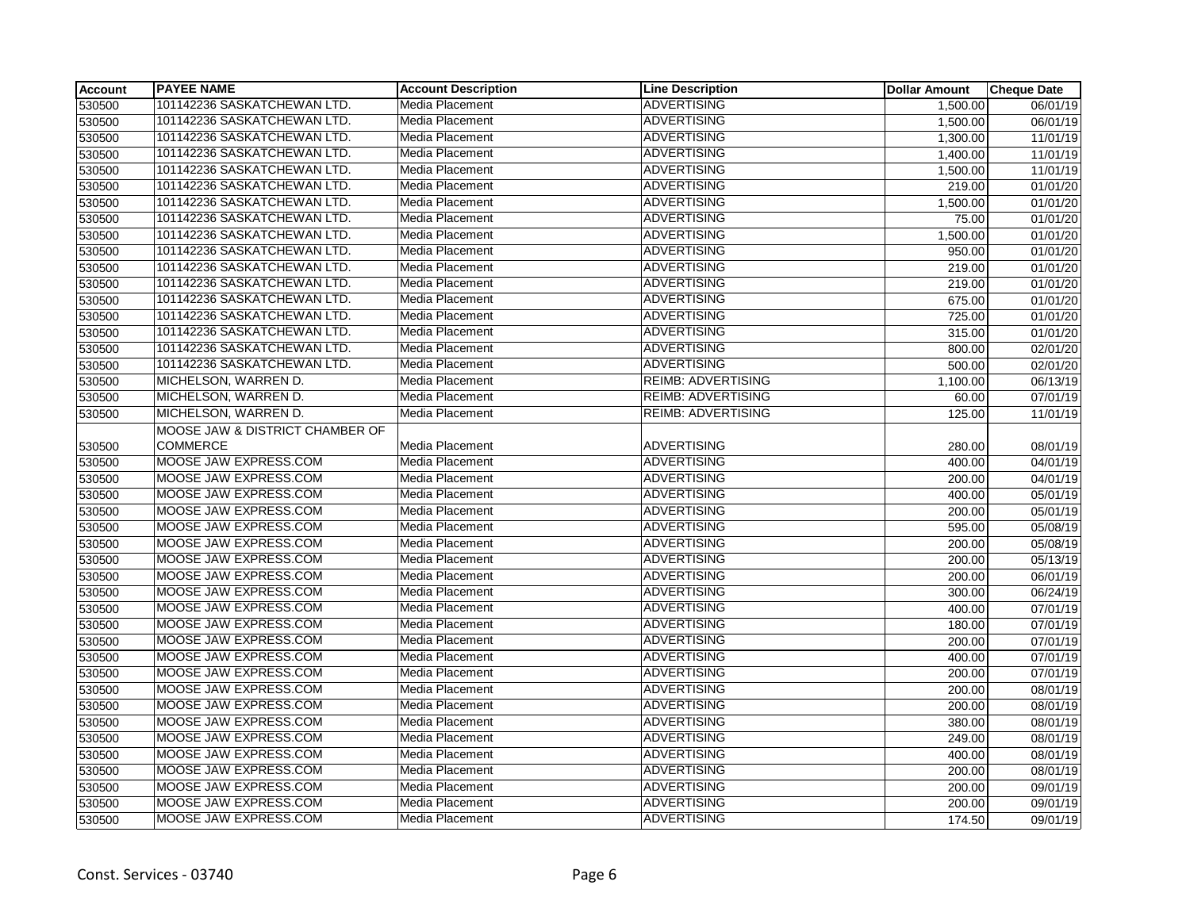| Account | PAYEE NAME | Account Description | Line Description | Dollar Amount | Cheque Date |
|---|---|---|---|---|---|
| 530500 | 101142236 SASKATCHEWAN LTD. | Media Placement | ADVERTISING | 1,500.00 | 06/01/19 |
| 530500 | 101142236 SASKATCHEWAN LTD. | Media Placement | ADVERTISING | 1,500.00 | 06/01/19 |
| 530500 | 101142236 SASKATCHEWAN LTD. | Media Placement | ADVERTISING | 1,300.00 | 11/01/19 |
| 530500 | 101142236 SASKATCHEWAN LTD. | Media Placement | ADVERTISING | 1,400.00 | 11/01/19 |
| 530500 | 101142236 SASKATCHEWAN LTD. | Media Placement | ADVERTISING | 1,500.00 | 11/01/19 |
| 530500 | 101142236 SASKATCHEWAN LTD. | Media Placement | ADVERTISING | 219.00 | 01/01/20 |
| 530500 | 101142236 SASKATCHEWAN LTD. | Media Placement | ADVERTISING | 1,500.00 | 01/01/20 |
| 530500 | 101142236 SASKATCHEWAN LTD. | Media Placement | ADVERTISING | 75.00 | 01/01/20 |
| 530500 | 101142236 SASKATCHEWAN LTD. | Media Placement | ADVERTISING | 1,500.00 | 01/01/20 |
| 530500 | 101142236 SASKATCHEWAN LTD. | Media Placement | ADVERTISING | 950.00 | 01/01/20 |
| 530500 | 101142236 SASKATCHEWAN LTD. | Media Placement | ADVERTISING | 219.00 | 01/01/20 |
| 530500 | 101142236 SASKATCHEWAN LTD. | Media Placement | ADVERTISING | 219.00 | 01/01/20 |
| 530500 | 101142236 SASKATCHEWAN LTD. | Media Placement | ADVERTISING | 675.00 | 01/01/20 |
| 530500 | 101142236 SASKATCHEWAN LTD. | Media Placement | ADVERTISING | 725.00 | 01/01/20 |
| 530500 | 101142236 SASKATCHEWAN LTD. | Media Placement | ADVERTISING | 315.00 | 01/01/20 |
| 530500 | 101142236 SASKATCHEWAN LTD. | Media Placement | ADVERTISING | 800.00 | 02/01/20 |
| 530500 | 101142236 SASKATCHEWAN LTD. | Media Placement | ADVERTISING | 500.00 | 02/01/20 |
| 530500 | MICHELSON, WARREN D. | Media Placement | REIMB: ADVERTISING | 1,100.00 | 06/13/19 |
| 530500 | MICHELSON, WARREN D. | Media Placement | REIMB: ADVERTISING | 60.00 | 07/01/19 |
| 530500 | MICHELSON, WARREN D. | Media Placement | REIMB: ADVERTISING | 125.00 | 11/01/19 |
| 530500 | MOOSE JAW & DISTRICT CHAMBER OF COMMERCE | Media Placement | ADVERTISING | 280.00 | 08/01/19 |
| 530500 | MOOSE JAW EXPRESS.COM | Media Placement | ADVERTISING | 400.00 | 04/01/19 |
| 530500 | MOOSE JAW EXPRESS.COM | Media Placement | ADVERTISING | 200.00 | 04/01/19 |
| 530500 | MOOSE JAW EXPRESS.COM | Media Placement | ADVERTISING | 400.00 | 05/01/19 |
| 530500 | MOOSE JAW EXPRESS.COM | Media Placement | ADVERTISING | 200.00 | 05/01/19 |
| 530500 | MOOSE JAW EXPRESS.COM | Media Placement | ADVERTISING | 595.00 | 05/08/19 |
| 530500 | MOOSE JAW EXPRESS.COM | Media Placement | ADVERTISING | 200.00 | 05/08/19 |
| 530500 | MOOSE JAW EXPRESS.COM | Media Placement | ADVERTISING | 200.00 | 05/13/19 |
| 530500 | MOOSE JAW EXPRESS.COM | Media Placement | ADVERTISING | 200.00 | 06/01/19 |
| 530500 | MOOSE JAW EXPRESS.COM | Media Placement | ADVERTISING | 300.00 | 06/24/19 |
| 530500 | MOOSE JAW EXPRESS.COM | Media Placement | ADVERTISING | 400.00 | 07/01/19 |
| 530500 | MOOSE JAW EXPRESS.COM | Media Placement | ADVERTISING | 180.00 | 07/01/19 |
| 530500 | MOOSE JAW EXPRESS.COM | Media Placement | ADVERTISING | 200.00 | 07/01/19 |
| 530500 | MOOSE JAW EXPRESS.COM | Media Placement | ADVERTISING | 400.00 | 07/01/19 |
| 530500 | MOOSE JAW EXPRESS.COM | Media Placement | ADVERTISING | 200.00 | 07/01/19 |
| 530500 | MOOSE JAW EXPRESS.COM | Media Placement | ADVERTISING | 200.00 | 08/01/19 |
| 530500 | MOOSE JAW EXPRESS.COM | Media Placement | ADVERTISING | 200.00 | 08/01/19 |
| 530500 | MOOSE JAW EXPRESS.COM | Media Placement | ADVERTISING | 380.00 | 08/01/19 |
| 530500 | MOOSE JAW EXPRESS.COM | Media Placement | ADVERTISING | 249.00 | 08/01/19 |
| 530500 | MOOSE JAW EXPRESS.COM | Media Placement | ADVERTISING | 400.00 | 08/01/19 |
| 530500 | MOOSE JAW EXPRESS.COM | Media Placement | ADVERTISING | 200.00 | 08/01/19 |
| 530500 | MOOSE JAW EXPRESS.COM | Media Placement | ADVERTISING | 200.00 | 09/01/19 |
| 530500 | MOOSE JAW EXPRESS.COM | Media Placement | ADVERTISING | 200.00 | 09/01/19 |
| 530500 | MOOSE JAW EXPRESS.COM | Media Placement | ADVERTISING | 174.50 | 09/01/19 |

Const. Services - 03740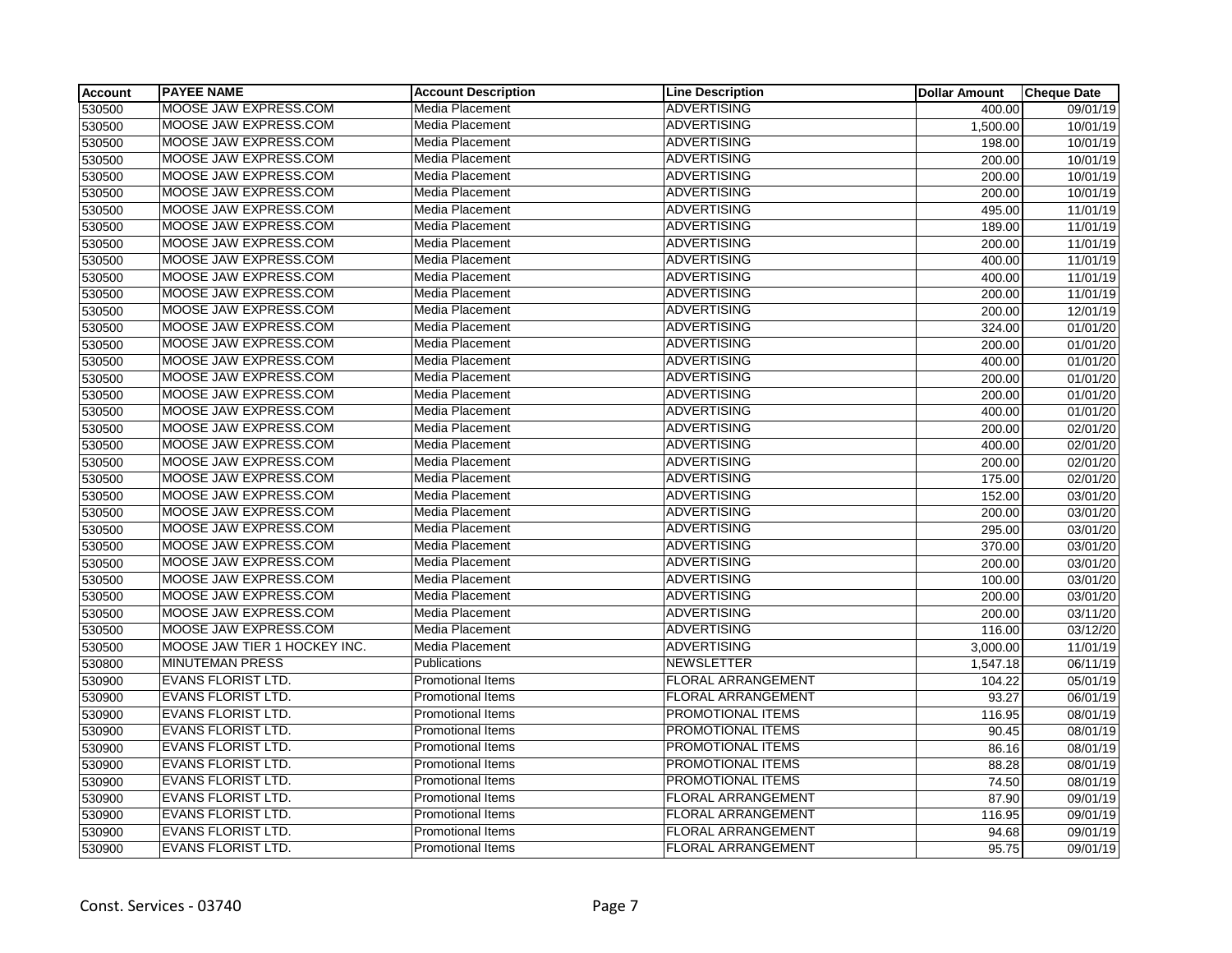| Account | PAYEE NAME | Account Description | Line Description | Dollar Amount | Cheque Date |
|---|---|---|---|---|---|
| 530500 | MOOSE JAW EXPRESS.COM | Media Placement | ADVERTISING | 400.00 | 09/01/19 |
| 530500 | MOOSE JAW EXPRESS.COM | Media Placement | ADVERTISING | 1,500.00 | 10/01/19 |
| 530500 | MOOSE JAW EXPRESS.COM | Media Placement | ADVERTISING | 198.00 | 10/01/19 |
| 530500 | MOOSE JAW EXPRESS.COM | Media Placement | ADVERTISING | 200.00 | 10/01/19 |
| 530500 | MOOSE JAW EXPRESS.COM | Media Placement | ADVERTISING | 200.00 | 10/01/19 |
| 530500 | MOOSE JAW EXPRESS.COM | Media Placement | ADVERTISING | 200.00 | 10/01/19 |
| 530500 | MOOSE JAW EXPRESS.COM | Media Placement | ADVERTISING | 495.00 | 11/01/19 |
| 530500 | MOOSE JAW EXPRESS.COM | Media Placement | ADVERTISING | 189.00 | 11/01/19 |
| 530500 | MOOSE JAW EXPRESS.COM | Media Placement | ADVERTISING | 200.00 | 11/01/19 |
| 530500 | MOOSE JAW EXPRESS.COM | Media Placement | ADVERTISING | 400.00 | 11/01/19 |
| 530500 | MOOSE JAW EXPRESS.COM | Media Placement | ADVERTISING | 400.00 | 11/01/19 |
| 530500 | MOOSE JAW EXPRESS.COM | Media Placement | ADVERTISING | 200.00 | 11/01/19 |
| 530500 | MOOSE JAW EXPRESS.COM | Media Placement | ADVERTISING | 200.00 | 12/01/19 |
| 530500 | MOOSE JAW EXPRESS.COM | Media Placement | ADVERTISING | 324.00 | 01/01/20 |
| 530500 | MOOSE JAW EXPRESS.COM | Media Placement | ADVERTISING | 200.00 | 01/01/20 |
| 530500 | MOOSE JAW EXPRESS.COM | Media Placement | ADVERTISING | 400.00 | 01/01/20 |
| 530500 | MOOSE JAW EXPRESS.COM | Media Placement | ADVERTISING | 200.00 | 01/01/20 |
| 530500 | MOOSE JAW EXPRESS.COM | Media Placement | ADVERTISING | 200.00 | 01/01/20 |
| 530500 | MOOSE JAW EXPRESS.COM | Media Placement | ADVERTISING | 400.00 | 01/01/20 |
| 530500 | MOOSE JAW EXPRESS.COM | Media Placement | ADVERTISING | 200.00 | 02/01/20 |
| 530500 | MOOSE JAW EXPRESS.COM | Media Placement | ADVERTISING | 400.00 | 02/01/20 |
| 530500 | MOOSE JAW EXPRESS.COM | Media Placement | ADVERTISING | 200.00 | 02/01/20 |
| 530500 | MOOSE JAW EXPRESS.COM | Media Placement | ADVERTISING | 175.00 | 02/01/20 |
| 530500 | MOOSE JAW EXPRESS.COM | Media Placement | ADVERTISING | 152.00 | 03/01/20 |
| 530500 | MOOSE JAW EXPRESS.COM | Media Placement | ADVERTISING | 200.00 | 03/01/20 |
| 530500 | MOOSE JAW EXPRESS.COM | Media Placement | ADVERTISING | 295.00 | 03/01/20 |
| 530500 | MOOSE JAW EXPRESS.COM | Media Placement | ADVERTISING | 370.00 | 03/01/20 |
| 530500 | MOOSE JAW EXPRESS.COM | Media Placement | ADVERTISING | 200.00 | 03/01/20 |
| 530500 | MOOSE JAW EXPRESS.COM | Media Placement | ADVERTISING | 100.00 | 03/01/20 |
| 530500 | MOOSE JAW EXPRESS.COM | Media Placement | ADVERTISING | 200.00 | 03/01/20 |
| 530500 | MOOSE JAW EXPRESS.COM | Media Placement | ADVERTISING | 200.00 | 03/11/20 |
| 530500 | MOOSE JAW EXPRESS.COM | Media Placement | ADVERTISING | 116.00 | 03/12/20 |
| 530500 | MOOSE JAW TIER 1 HOCKEY INC. | Media Placement | ADVERTISING | 3,000.00 | 11/01/19 |
| 530800 | MINUTEMAN PRESS | Publications | NEWSLETTER | 1,547.18 | 06/11/19 |
| 530900 | EVANS FLORIST LTD. | Promotional Items | FLORAL ARRANGEMENT | 104.22 | 05/01/19 |
| 530900 | EVANS FLORIST LTD. | Promotional Items | FLORAL ARRANGEMENT | 93.27 | 06/01/19 |
| 530900 | EVANS FLORIST LTD. | Promotional Items | PROMOTIONAL ITEMS | 116.95 | 08/01/19 |
| 530900 | EVANS FLORIST LTD. | Promotional Items | PROMOTIONAL ITEMS | 90.45 | 08/01/19 |
| 530900 | EVANS FLORIST LTD. | Promotional Items | PROMOTIONAL ITEMS | 86.16 | 08/01/19 |
| 530900 | EVANS FLORIST LTD. | Promotional Items | PROMOTIONAL ITEMS | 88.28 | 08/01/19 |
| 530900 | EVANS FLORIST LTD. | Promotional Items | PROMOTIONAL ITEMS | 74.50 | 08/01/19 |
| 530900 | EVANS FLORIST LTD. | Promotional Items | FLORAL ARRANGEMENT | 87.90 | 09/01/19 |
| 530900 | EVANS FLORIST LTD. | Promotional Items | FLORAL ARRANGEMENT | 116.95 | 09/01/19 |
| 530900 | EVANS FLORIST LTD. | Promotional Items | FLORAL ARRANGEMENT | 94.68 | 09/01/19 |
| 530900 | EVANS FLORIST LTD. | Promotional Items | FLORAL ARRANGEMENT | 95.75 | 09/01/19 |

Const. Services - 03740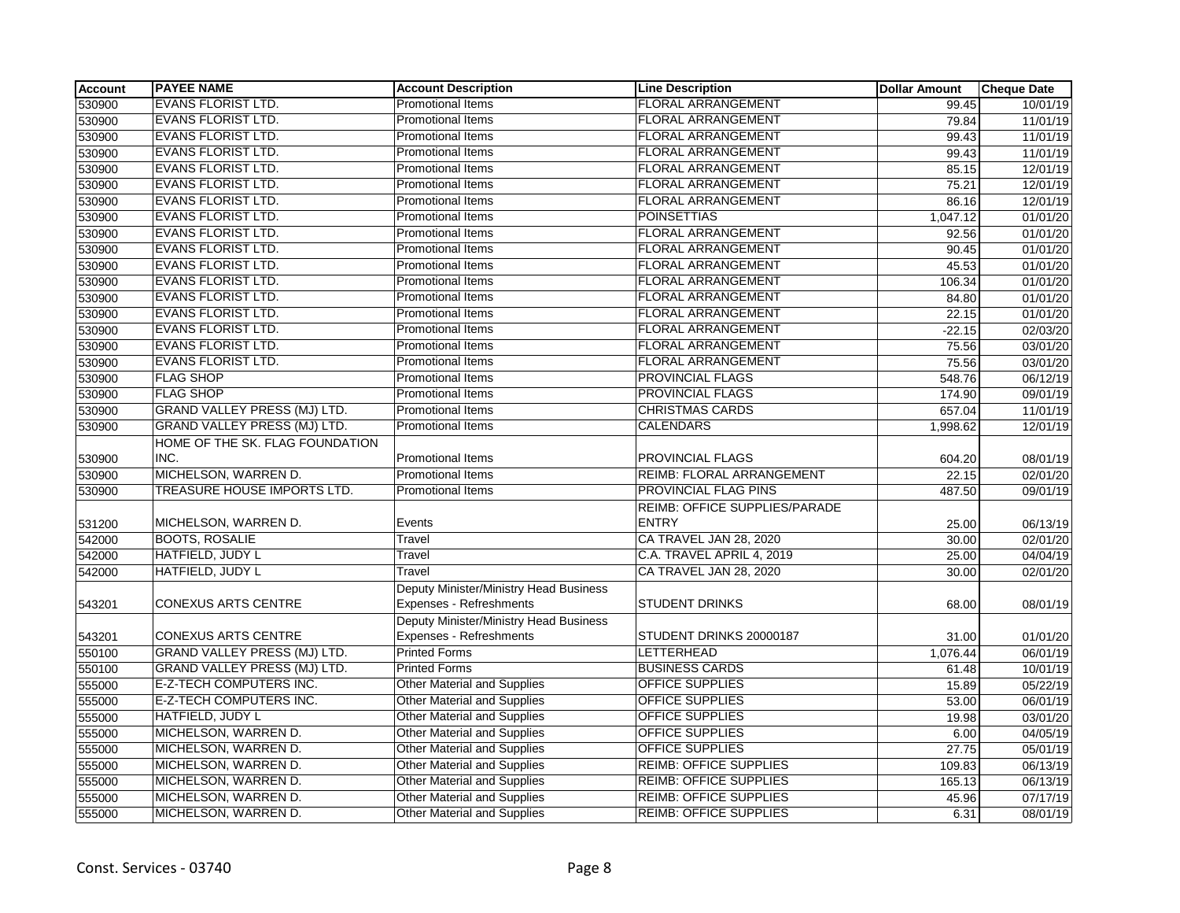| Account | PAYEE NAME | Account Description | Line Description | Dollar Amount | Cheque Date |
|---|---|---|---|---|---|
| 530900 | EVANS FLORIST LTD. | Promotional Items | FLORAL ARRANGEMENT | 99.45 | 10/01/19 |
| 530900 | EVANS FLORIST LTD. | Promotional Items | FLORAL ARRANGEMENT | 79.84 | 11/01/19 |
| 530900 | EVANS FLORIST LTD. | Promotional Items | FLORAL ARRANGEMENT | 99.43 | 11/01/19 |
| 530900 | EVANS FLORIST LTD. | Promotional Items | FLORAL ARRANGEMENT | 99.43 | 11/01/19 |
| 530900 | EVANS FLORIST LTD. | Promotional Items | FLORAL ARRANGEMENT | 85.15 | 12/01/19 |
| 530900 | EVANS FLORIST LTD. | Promotional Items | FLORAL ARRANGEMENT | 75.21 | 12/01/19 |
| 530900 | EVANS FLORIST LTD. | Promotional Items | FLORAL ARRANGEMENT | 86.16 | 12/01/19 |
| 530900 | EVANS FLORIST LTD. | Promotional Items | POINSETTIAS | 1,047.12 | 01/01/20 |
| 530900 | EVANS FLORIST LTD. | Promotional Items | FLORAL ARRANGEMENT | 92.56 | 01/01/20 |
| 530900 | EVANS FLORIST LTD. | Promotional Items | FLORAL ARRANGEMENT | 90.45 | 01/01/20 |
| 530900 | EVANS FLORIST LTD. | Promotional Items | FLORAL ARRANGEMENT | 45.53 | 01/01/20 |
| 530900 | EVANS FLORIST LTD. | Promotional Items | FLORAL ARRANGEMENT | 106.34 | 01/01/20 |
| 530900 | EVANS FLORIST LTD. | Promotional Items | FLORAL ARRANGEMENT | 84.80 | 01/01/20 |
| 530900 | EVANS FLORIST LTD. | Promotional Items | FLORAL ARRANGEMENT | 22.15 | 01/01/20 |
| 530900 | EVANS FLORIST LTD. | Promotional Items | FLORAL ARRANGEMENT | -22.15 | 02/03/20 |
| 530900 | EVANS FLORIST LTD. | Promotional Items | FLORAL ARRANGEMENT | 75.56 | 03/01/20 |
| 530900 | EVANS FLORIST LTD. | Promotional Items | FLORAL ARRANGEMENT | 75.56 | 03/01/20 |
| 530900 | FLAG SHOP | Promotional Items | PROVINCIAL FLAGS | 548.76 | 06/12/19 |
| 530900 | FLAG SHOP | Promotional Items | PROVINCIAL FLAGS | 174.90 | 09/01/19 |
| 530900 | GRAND VALLEY PRESS (MJ) LTD. | Promotional Items | CHRISTMAS CARDS | 657.04 | 11/01/19 |
| 530900 | GRAND VALLEY PRESS (MJ) LTD. | Promotional Items | CALENDARS | 1,998.62 | 12/01/19 |
| 530900 | HOME OF THE SK. FLAG FOUNDATION INC. | Promotional Items | PROVINCIAL FLAGS | 604.20 | 08/01/19 |
| 530900 | MICHELSON, WARREN D. | Promotional Items | REIMB: FLORAL ARRANGEMENT | 22.15 | 02/01/20 |
| 530900 | TREASURE HOUSE IMPORTS LTD. | Promotional Items | PROVINCIAL FLAG PINS | 487.50 | 09/01/19 |
| 531200 | MICHELSON, WARREN D. | Events | REIMB: OFFICE SUPPLIES/PARADE ENTRY | 25.00 | 06/13/19 |
| 542000 | BOOTS, ROSALIE | Travel | CA TRAVEL JAN 28, 2020 | 30.00 | 02/01/20 |
| 542000 | HATFIELD, JUDY L | Travel | C.A. TRAVEL APRIL 4, 2019 | 25.00 | 04/04/19 |
| 542000 | HATFIELD, JUDY L | Travel | CA TRAVEL JAN 28, 2020 | 30.00 | 02/01/20 |
| 543201 | CONEXUS ARTS CENTRE | Deputy Minister/Ministry Head Business Expenses - Refreshments | STUDENT DRINKS | 68.00 | 08/01/19 |
| 543201 | CONEXUS ARTS CENTRE | Deputy Minister/Ministry Head Business Expenses - Refreshments | STUDENT DRINKS 20000187 | 31.00 | 01/01/20 |
| 550100 | GRAND VALLEY PRESS (MJ) LTD. | Printed Forms | LETTERHEAD | 1,076.44 | 06/01/19 |
| 550100 | GRAND VALLEY PRESS (MJ) LTD. | Printed Forms | BUSINESS CARDS | 61.48 | 10/01/19 |
| 555000 | E-Z-TECH COMPUTERS INC. | Other Material and Supplies | OFFICE SUPPLIES | 15.89 | 05/22/19 |
| 555000 | E-Z-TECH COMPUTERS INC. | Other Material and Supplies | OFFICE SUPPLIES | 53.00 | 06/01/19 |
| 555000 | HATFIELD, JUDY L | Other Material and Supplies | OFFICE SUPPLIES | 19.98 | 03/01/20 |
| 555000 | MICHELSON, WARREN D. | Other Material and Supplies | OFFICE SUPPLIES | 6.00 | 04/05/19 |
| 555000 | MICHELSON, WARREN D. | Other Material and Supplies | OFFICE SUPPLIES | 27.75 | 05/01/19 |
| 555000 | MICHELSON, WARREN D. | Other Material and Supplies | REIMB: OFFICE SUPPLIES | 109.83 | 06/13/19 |
| 555000 | MICHELSON, WARREN D. | Other Material and Supplies | REIMB: OFFICE SUPPLIES | 165.13 | 06/13/19 |
| 555000 | MICHELSON, WARREN D. | Other Material and Supplies | REIMB: OFFICE SUPPLIES | 45.96 | 07/17/19 |
| 555000 | MICHELSON, WARREN D. | Other Material and Supplies | REIMB: OFFICE SUPPLIES | 6.31 | 08/01/19 |

Const. Services - 03740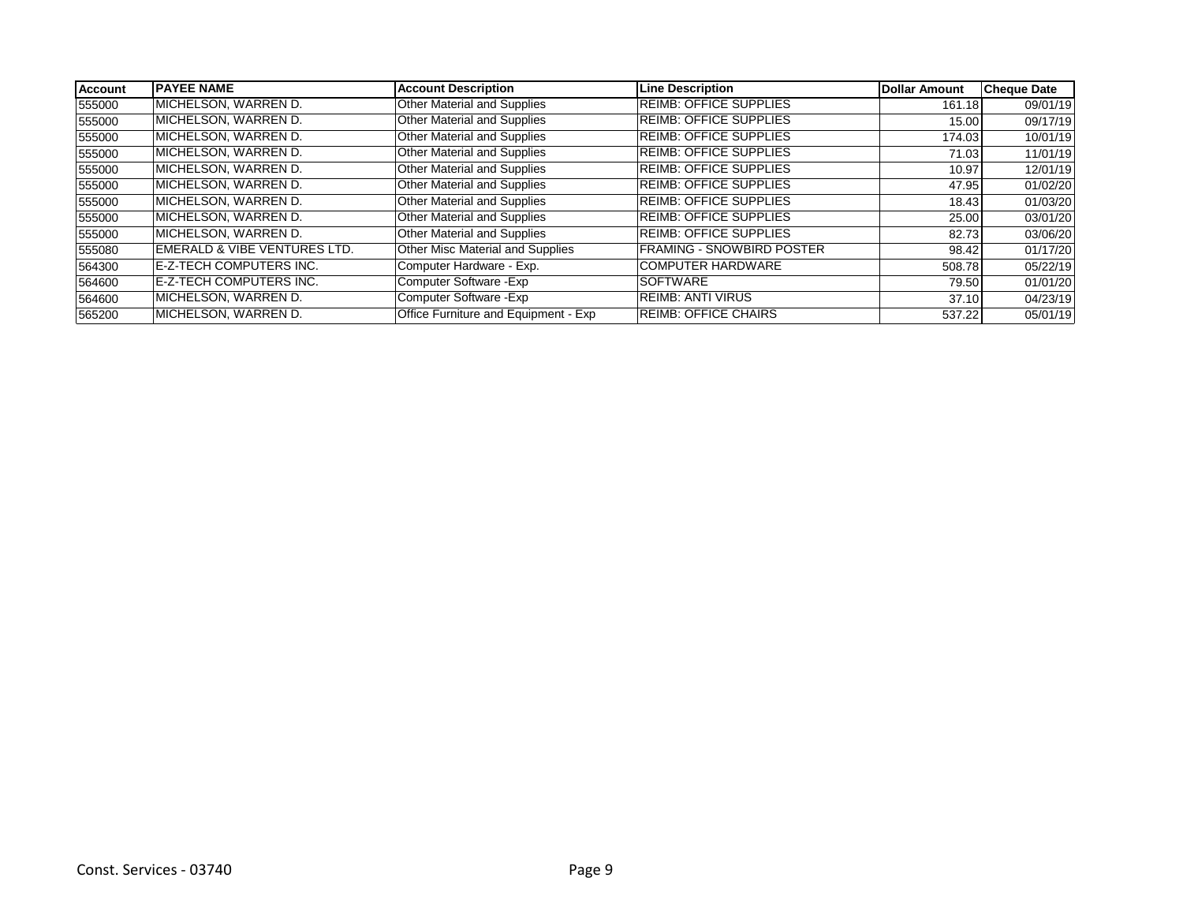| Account | PAYEE NAME | Account Description | Line Description | Dollar Amount | Cheque Date |
|---|---|---|---|---|---|
| 555000 | MICHELSON, WARREN D. | Other Material and Supplies | REIMB: OFFICE SUPPLIES | 161.18 | 09/01/19 |
| 555000 | MICHELSON, WARREN D. | Other Material and Supplies | REIMB: OFFICE SUPPLIES | 15.00 | 09/17/19 |
| 555000 | MICHELSON, WARREN D. | Other Material and Supplies | REIMB: OFFICE SUPPLIES | 174.03 | 10/01/19 |
| 555000 | MICHELSON, WARREN D. | Other Material and Supplies | REIMB: OFFICE SUPPLIES | 71.03 | 11/01/19 |
| 555000 | MICHELSON, WARREN D. | Other Material and Supplies | REIMB: OFFICE SUPPLIES | 10.97 | 12/01/19 |
| 555000 | MICHELSON, WARREN D. | Other Material and Supplies | REIMB: OFFICE SUPPLIES | 47.95 | 01/02/20 |
| 555000 | MICHELSON, WARREN D. | Other Material and Supplies | REIMB: OFFICE SUPPLIES | 18.43 | 01/03/20 |
| 555000 | MICHELSON, WARREN D. | Other Material and Supplies | REIMB: OFFICE SUPPLIES | 25.00 | 03/01/20 |
| 555000 | MICHELSON, WARREN D. | Other Material and Supplies | REIMB: OFFICE SUPPLIES | 82.73 | 03/06/20 |
| 555080 | EMERALD & VIBE VENTURES LTD. | Other Misc Material and Supplies | FRAMING - SNOWBIRD POSTER | 98.42 | 01/17/20 |
| 564300 | E-Z-TECH COMPUTERS INC. | Computer Hardware - Exp. | COMPUTER HARDWARE | 508.78 | 05/22/19 |
| 564600 | E-Z-TECH COMPUTERS INC. | Computer Software -Exp | SOFTWARE | 79.50 | 01/01/20 |
| 564600 | MICHELSON, WARREN D. | Computer Software -Exp | REIMB: ANTI VIRUS | 37.10 | 04/23/19 |
| 565200 | MICHELSON, WARREN D. | Office Furniture and Equipment - Exp | REIMB: OFFICE CHAIRS | 537.22 | 05/01/19 |

Const. Services - 03740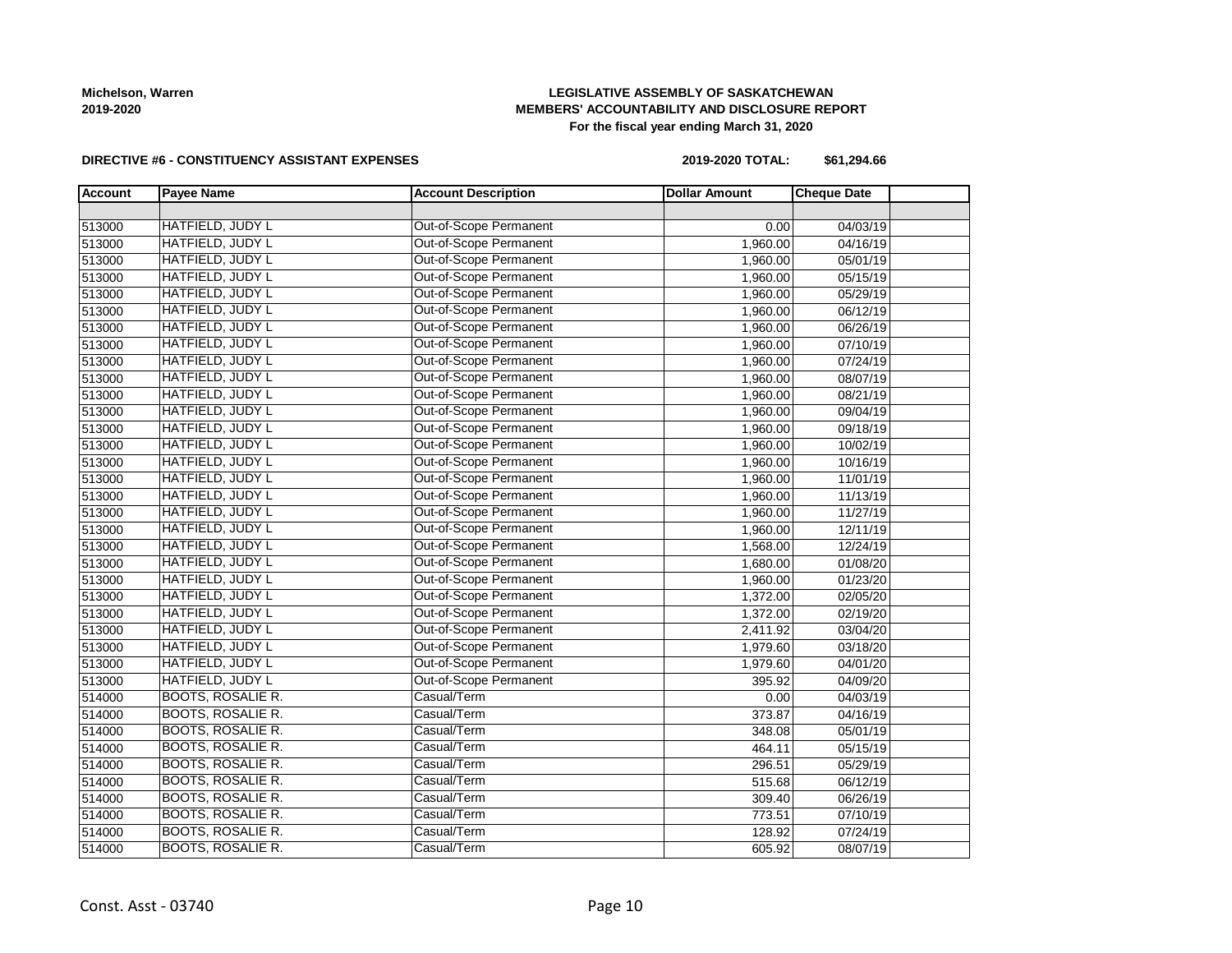**Michelson, Warren**
**2019-2020**

**LEGISLATIVE ASSEMBLY OF SASKATCHEWAN**
**MEMBERS' ACCOUNTABILITY AND DISCLOSURE REPORT**
**For the fiscal year ending March 31, 2020**

**DIRECTIVE #6 - CONSTITUENCY ASSISTANT EXPENSES** **2019-2020 TOTAL: $61,294.66**

| Account | Payee Name | Account Description | Dollar Amount | Cheque Date | |
|---|---|---|---|---|---|
| | | | | | |
| 513000 | HATFIELD, JUDY L | Out-of-Scope Permanent | 0.00 | 04/03/19 | |
| 513000 | HATFIELD, JUDY L | Out-of-Scope Permanent | 1,960.00 | 04/16/19 | |
| 513000 | HATFIELD, JUDY L | Out-of-Scope Permanent | 1,960.00 | 05/01/19 | |
| 513000 | HATFIELD, JUDY L | Out-of-Scope Permanent | 1,960.00 | 05/15/19 | |
| 513000 | HATFIELD, JUDY L | Out-of-Scope Permanent | 1,960.00 | 05/29/19 | |
| 513000 | HATFIELD, JUDY L | Out-of-Scope Permanent | 1,960.00 | 06/12/19 | |
| 513000 | HATFIELD, JUDY L | Out-of-Scope Permanent | 1,960.00 | 06/26/19 | |
| 513000 | HATFIELD, JUDY L | Out-of-Scope Permanent | 1,960.00 | 07/10/19 | |
| 513000 | HATFIELD, JUDY L | Out-of-Scope Permanent | 1,960.00 | 07/24/19 | |
| 513000 | HATFIELD, JUDY L | Out-of-Scope Permanent | 1,960.00 | 08/07/19 | |
| 513000 | HATFIELD, JUDY L | Out-of-Scope Permanent | 1,960.00 | 08/21/19 | |
| 513000 | HATFIELD, JUDY L | Out-of-Scope Permanent | 1,960.00 | 09/04/19 | |
| 513000 | HATFIELD, JUDY L | Out-of-Scope Permanent | 1,960.00 | 09/18/19 | |
| 513000 | HATFIELD, JUDY L | Out-of-Scope Permanent | 1,960.00 | 10/02/19 | |
| 513000 | HATFIELD, JUDY L | Out-of-Scope Permanent | 1,960.00 | 10/16/19 | |
| 513000 | HATFIELD, JUDY L | Out-of-Scope Permanent | 1,960.00 | 11/01/19 | |
| 513000 | HATFIELD, JUDY L | Out-of-Scope Permanent | 1,960.00 | 11/13/19 | |
| 513000 | HATFIELD, JUDY L | Out-of-Scope Permanent | 1,960.00 | 11/27/19 | |
| 513000 | HATFIELD, JUDY L | Out-of-Scope Permanent | 1,960.00 | 12/11/19 | |
| 513000 | HATFIELD, JUDY L | Out-of-Scope Permanent | 1,568.00 | 12/24/19 | |
| 513000 | HATFIELD, JUDY L | Out-of-Scope Permanent | 1,680.00 | 01/08/20 | |
| 513000 | HATFIELD, JUDY L | Out-of-Scope Permanent | 1,960.00 | 01/23/20 | |
| 513000 | HATFIELD, JUDY L | Out-of-Scope Permanent | 1,372.00 | 02/05/20 | |
| 513000 | HATFIELD, JUDY L | Out-of-Scope Permanent | 1,372.00 | 02/19/20 | |
| 513000 | HATFIELD, JUDY L | Out-of-Scope Permanent | 2,411.92 | 03/04/20 | |
| 513000 | HATFIELD, JUDY L | Out-of-Scope Permanent | 1,979.60 | 03/18/20 | |
| 513000 | HATFIELD, JUDY L | Out-of-Scope Permanent | 1,979.60 | 04/01/20 | |
| 513000 | HATFIELD, JUDY L | Out-of-Scope Permanent | 395.92 | 04/09/20 | |
| 514000 | BOOTS, ROSALIE R. | Casual/Term | 0.00 | 04/03/19 | |
| 514000 | BOOTS, ROSALIE R. | Casual/Term | 373.87 | 04/16/19 | |
| 514000 | BOOTS, ROSALIE R. | Casual/Term | 348.08 | 05/01/19 | |
| 514000 | BOOTS, ROSALIE R. | Casual/Term | 464.11 | 05/15/19 | |
| 514000 | BOOTS, ROSALIE R. | Casual/Term | 296.51 | 05/29/19 | |
| 514000 | BOOTS, ROSALIE R. | Casual/Term | 515.68 | 06/12/19 | |
| 514000 | BOOTS, ROSALIE R. | Casual/Term | 309.40 | 06/26/19 | |
| 514000 | BOOTS, ROSALIE R. | Casual/Term | 773.51 | 07/10/19 | |
| 514000 | BOOTS, ROSALIE R. | Casual/Term | 128.92 | 07/24/19 | |
| 514000 | BOOTS, ROSALIE R. | Casual/Term | 605.92 | 08/07/19 | |

Const. Asst - 03740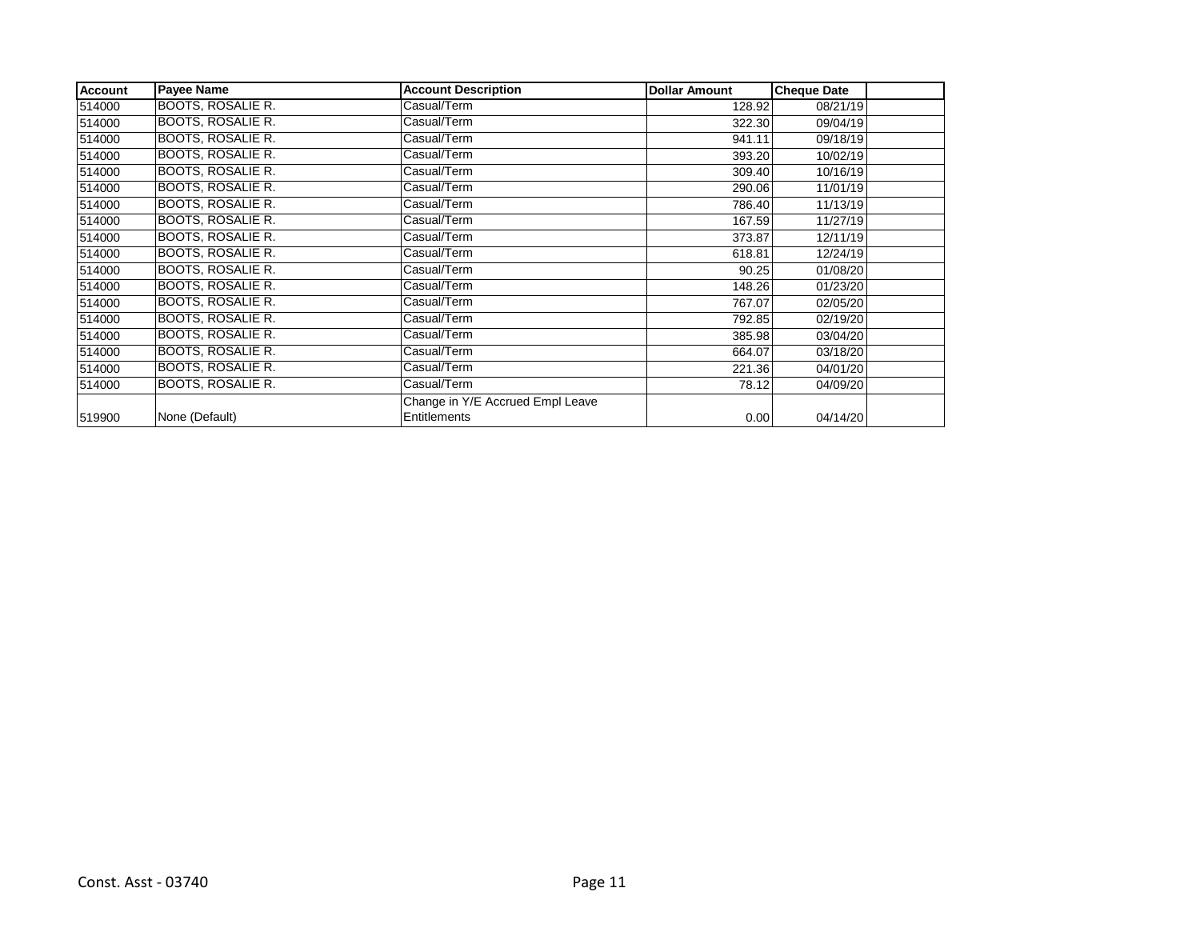| Account | Payee Name | Account Description | Dollar Amount | Cheque Date | |
|---|---|---|---|---|---|
| 514000 | BOOTS, ROSALIE R. | Casual/Term | 128.92 | 08/21/19 | |
| 514000 | BOOTS, ROSALIE R. | Casual/Term | 322.30 | 09/04/19 | |
| 514000 | BOOTS, ROSALIE R. | Casual/Term | 941.11 | 09/18/19 | |
| 514000 | BOOTS, ROSALIE R. | Casual/Term | 393.20 | 10/02/19 | |
| 514000 | BOOTS, ROSALIE R. | Casual/Term | 309.40 | 10/16/19 | |
| 514000 | BOOTS, ROSALIE R. | Casual/Term | 290.06 | 11/01/19 | |
| 514000 | BOOTS, ROSALIE R. | Casual/Term | 786.40 | 11/13/19 | |
| 514000 | BOOTS, ROSALIE R. | Casual/Term | 167.59 | 11/27/19 | |
| 514000 | BOOTS, ROSALIE R. | Casual/Term | 373.87 | 12/11/19 | |
| 514000 | BOOTS, ROSALIE R. | Casual/Term | 618.81 | 12/24/19 | |
| 514000 | BOOTS, ROSALIE R. | Casual/Term | 90.25 | 01/08/20 | |
| 514000 | BOOTS, ROSALIE R. | Casual/Term | 148.26 | 01/23/20 | |
| 514000 | BOOTS, ROSALIE R. | Casual/Term | 767.07 | 02/05/20 | |
| 514000 | BOOTS, ROSALIE R. | Casual/Term | 792.85 | 02/19/20 | |
| 514000 | BOOTS, ROSALIE R. | Casual/Term | 385.98 | 03/04/20 | |
| 514000 | BOOTS, ROSALIE R. | Casual/Term | 664.07 | 03/18/20 | |
| 514000 | BOOTS, ROSALIE R. | Casual/Term | 221.36 | 04/01/20 | |
| 514000 | BOOTS, ROSALIE R. | Casual/Term | 78.12 | 04/09/20 | |
| 519900 | None (Default) | Change in Y/E Accrued Empl Leave Entitlements | 0.00 | 04/14/20 | |

Const. Asst - 03740